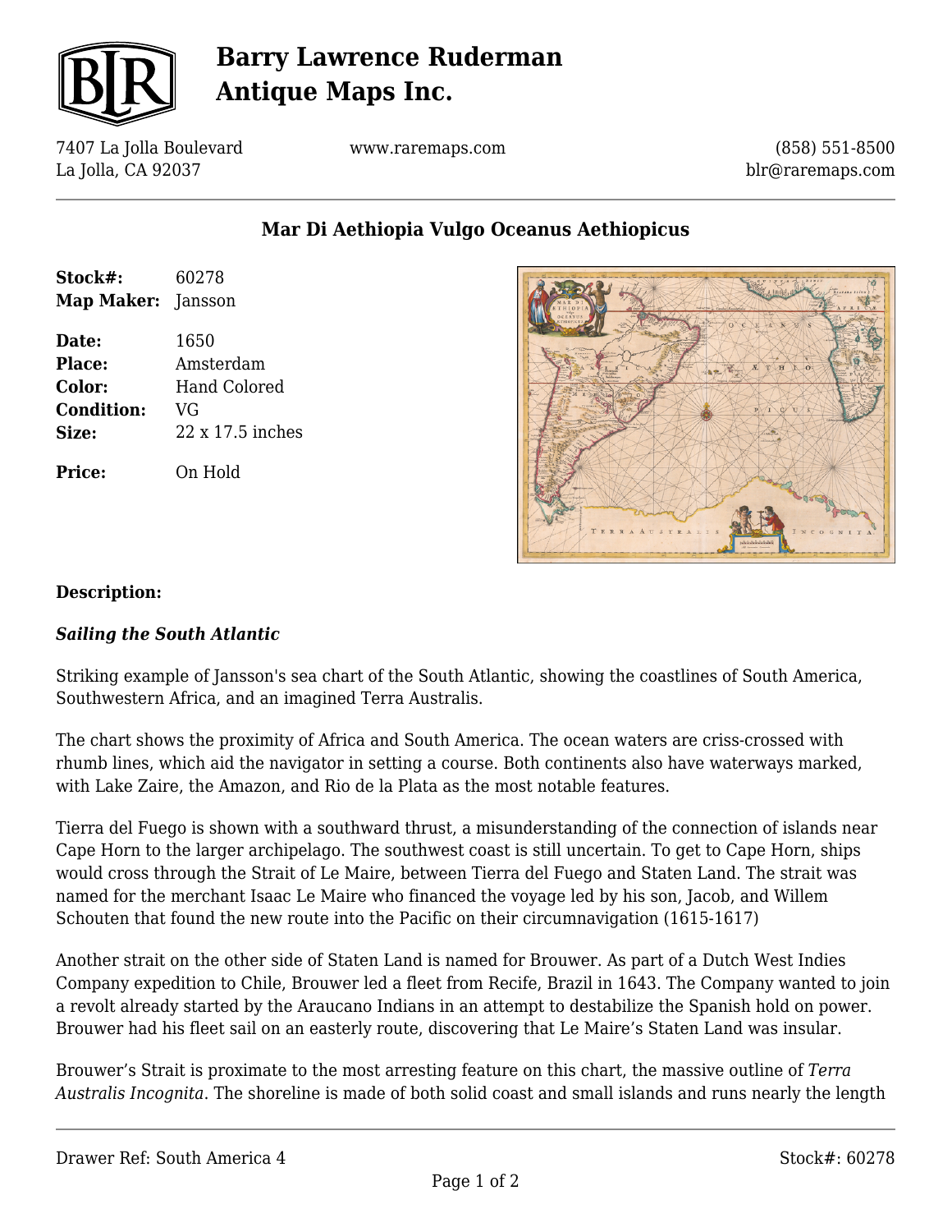# Barry Lawrence Ruderman Antique Maps Inc.

7407 La Jolla Boulevard
La Jolla, CA 92037

www.raremaps.com

(858) 551-8500
blr@raremaps.com

## Mar Di Aethiopia Vulgo Oceanus Aethiopicus

| | |
|---|---|
| **Stock#:** | 60278 |
| **Map Maker:** | Jansson |
| **Date:** | 1650 |
| **Place:** | Amsterdam |
| **Color:** | Hand Colored |
| **Condition:** | VG |
| **Size:** | 22 x 17.5 inches |
| **Price:** | On Hold |

**Description:**

***Sailing the South Atlantic***

Striking example of Jansson's sea chart of the South Atlantic, showing the coastlines of South America, Southwestern Africa, and an imagined Terra Australis.

The chart shows the proximity of Africa and South America. The ocean waters are criss-crossed with rhumb lines, which aid the navigator in setting a course. Both continents also have waterways marked, with Lake Zaire, the Amazon, and Rio de la Plata as the most notable features.

Tierra del Fuego is shown with a southward thrust, a misunderstanding of the connection of islands near Cape Horn to the larger archipelago. The southwest coast is still uncertain. To get to Cape Horn, ships would cross through the Strait of Le Maire, between Tierra del Fuego and Staten Land. The strait was named for the merchant Isaac Le Maire who financed the voyage led by his son, Jacob, and Willem Schouten that found the new route into the Pacific on their circumnavigation (1615-1617)

Another strait on the other side of Staten Land is named for Brouwer. As part of a Dutch West Indies Company expedition to Chile, Brouwer led a fleet from Recife, Brazil in 1643. The Company wanted to join a revolt already started by the Araucano Indians in an attempt to destabilize the Spanish hold on power. Brouwer had his fleet sail on an easterly route, discovering that Le Maire's Staten Land was insular.

Brouwer's Strait is proximate to the most arresting feature on this chart, the massive outline of *Terra Australis Incognita*. The shoreline is made of both solid coast and small islands and runs nearly the length

Drawer Ref: South America 4

Stock#: 60278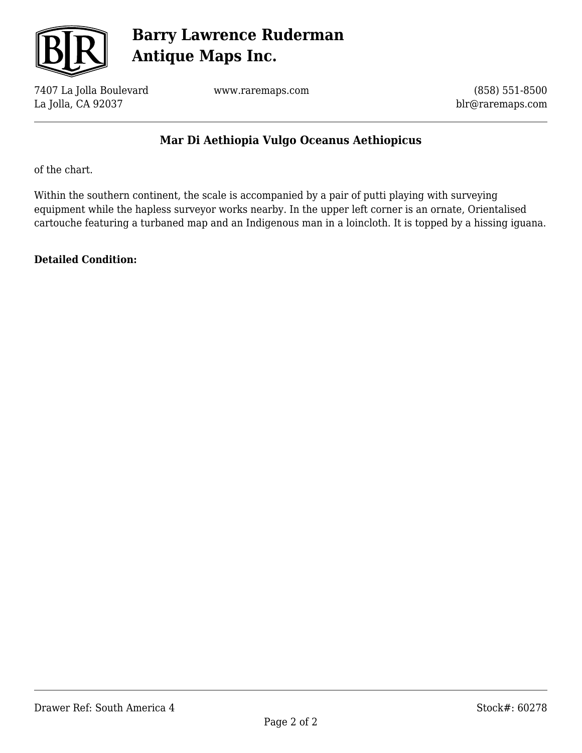of the chart.

Within the southern continent, the scale is accompanied by a pair of putti playing with surveying equipment while the hapless surveyor works nearby. In the upper left corner is an ornate, Orientalised cartouche featuring a turbaned map and an Indigenous man in a loincloth. It is topped by a hissing iguana.

**Detailed Condition:**